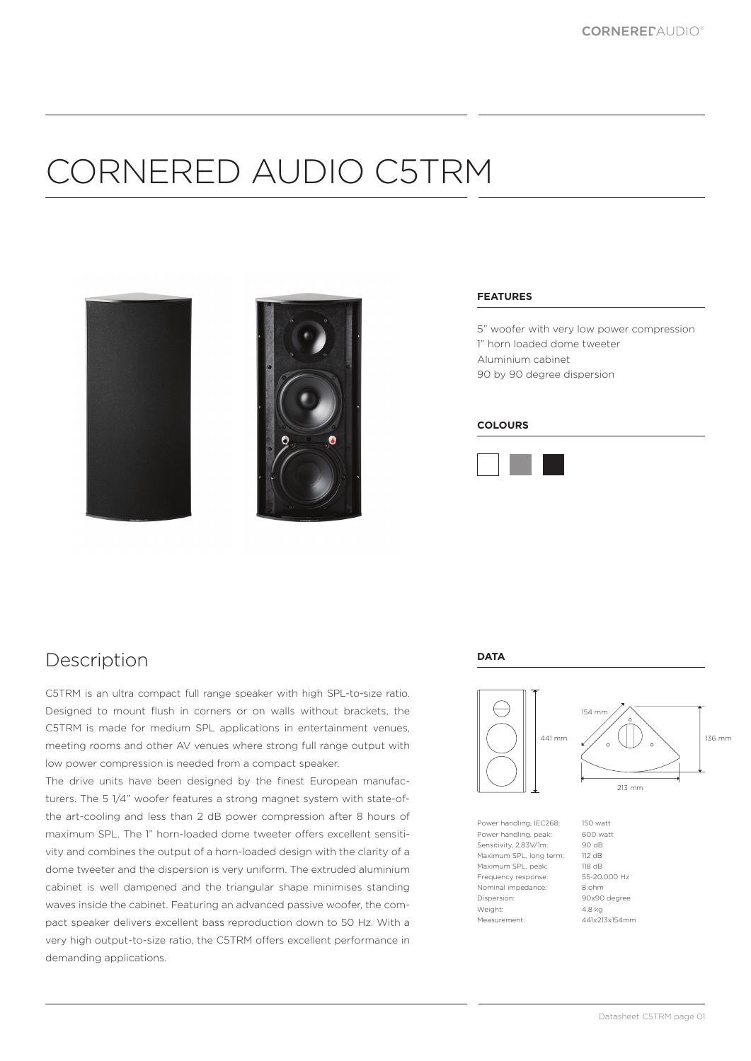# CORNERED AUDIO C5TRM

### FEATURES

5" woofer with very low power compression
1" horn loaded dome tweeter
Aluminium cabinet
90 by 90 degree dispersion

### COLOURS

## Description

C5TRM is an ultra compact full range speaker with high SPL-to-size ratio. Designed to mount flush in corners or on walls without brackets, the C5TRM is made for medium SPL applications in entertainment venues, meeting rooms and other AV venues where strong full range output with low power compression is needed from a compact speaker.

The drive units have been designed by the finest European manufacturers. The 5 1/4" woofer features a strong magnet system with state-of-the art-cooling and less than 2 dB power compression after 8 hours of maximum SPL. The 1" horn-loaded dome tweeter offers excellent sensitivity and combines the output of a horn-loaded design with the clarity of a dome tweeter and the dispersion is very uniform. The extruded aluminium cabinet is well dampened and the triangular shape minimises standing waves inside the cabinet. Featuring an advanced passive woofer, the compact speaker delivers excellent bass reproduction down to 50 Hz. With a very high output-to-size ratio, the C5TRM offers excellent performance in demanding applications.

### DATA

441 mm

154 mm

136 mm

213 mm

| | |
|---|---|
| Power handling, IEC268: | 150 watt |
| Power handling, peak: | 600 watt |
| Sensitivity, 2,83V/1m: | 90 dB |
| Maximum SPL, long term: | 112 dB |
| Maximum SPL, peak: | 118 dB |
| Frequency response: | 55-20.000 Hz |
| Nominal impedance: | 8 ohm |
| Dispersion: | 90x90 degree |
| Weight: | 4,8 kg |
| Measurement: | 441x213x154mm |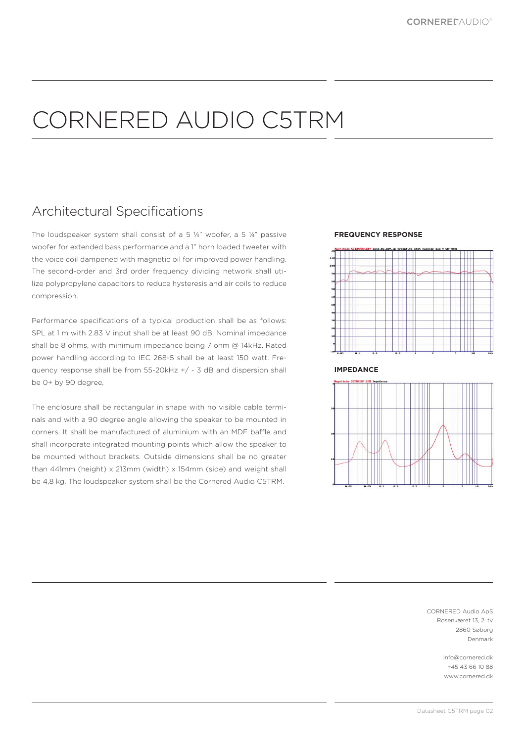# CORNERED AUDIO C5TRM

## Architectural Specifications

The loudspeaker system shall consist of a 5 ¼" woofer, a 5 ¼" passive woofer for extended bass performance and a 1" horn loaded tweeter with the voice coil dampened with magnetic oil for improved power handling. The second-order and 3rd order frequency dividing network shall utilize polypropylene capacitors to reduce hysteresis and air coils to reduce compression.

Performance specifications of a typical production shall be as follows: SPL at 1 m with 2.83 V input shall be at least 90 dB. Nominal impedance shall be 8 ohms, with minimum impedance being 7 ohm @ 14kHz. Rated power handling according to IEC 268-5 shall be at least 150 watt. Frequency response shall be from 55-20kHz +/ - 3 dB and dispersion shall be 0+ by 90 degree,

The enclosure shall be rectangular in shape with no visible cable terminals and with a 90 degree angle allowing the speaker to be mounted in corners. It shall be manufactured of aluminium with an MDF baffle and shall incorporate integrated mounting points which allow the speaker to be mounted without brackets. Outside dimensions shall be no greater than 441mm (height) x 213mm (width) x 154mm (side) and weight shall be 4,8 kg. The loudspeaker system shall be the Cornered Audio C5TRM.

**FREQUENCY RESPONSE**

Magnitude C5TRMFR.SPK Sens.@2.83V,1m prototype uten mangler bas v 60-70Hz

120
110
100
90
80
70
60
50
40
30
20
10
0
-10

0.05 0.1 0.2 0.5 1 2 5 10 kHz

**IMPEDANCE**

Magnitude C5TRMIMP.SPK Impedance

40
30
20
10
0

0.02 0.05 0.1 0.2 0.5 1 2 5 10 kHz

CORNERED Audio ApS
Rosenkæret 13, 2. tv
2860 Søborg
Denmark

info@cornered.dk
+45 43 66 10 88
www.cornered.dk